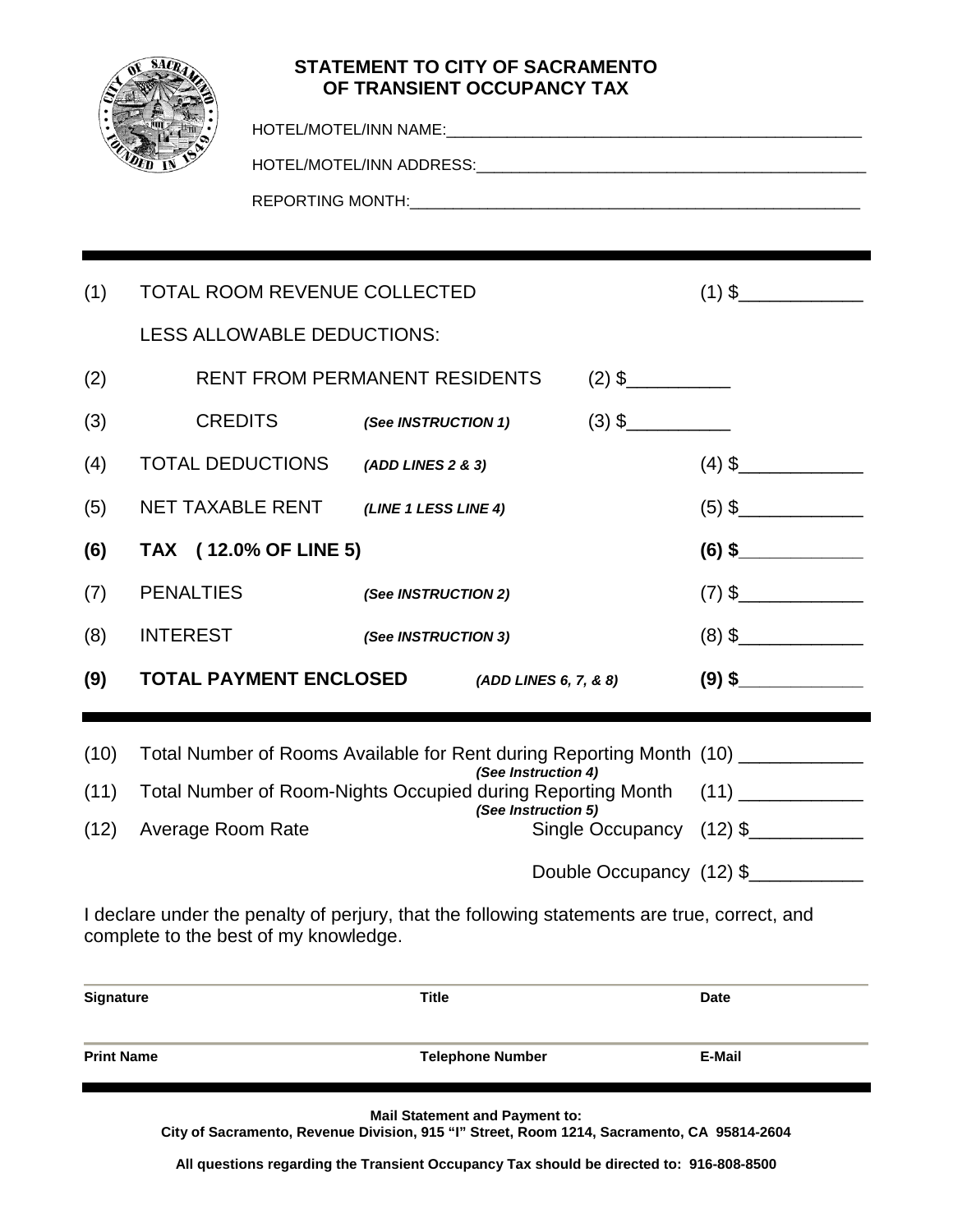# STATEMENT TO CITY OF SACRAMENTO OF TRANSIENT OCCUPANCY TAX

HOTEL/MOTEL/INN NAME:_______________________________________________

HOTEL/MOTEL/INN ADDRESS:_____________________________________________

REPORTING MONTH:___________________________________________________

| | | | | |
|---|---|---|---|---|
| (1) | TOTAL ROOM REVENUE COLLECTED | | | (1) $____________ |
| | LESS ALLOWABLE DEDUCTIONS: | | | |
| (2) | RENT FROM PERMANENT RESIDENTS | | (2) $__________ | |
| (3) | CREDITS | *(See INSTRUCTION 1)* | (3) $__________ | |
| (4) | TOTAL DEDUCTIONS | *(ADD LINES 2 & 3)* | | (4) $____________ |
| (5) | NET TAXABLE RENT | *(LINE 1 LESS LINE 4)* | | (5) $____________ |
| **(6)** | **TAX ( 12.0% OF LINE 5)** | | | **(6) $____________** |
| (7) | PENALTIES | *(See INSTRUCTION 2)* | | (7) $____________ |
| (8) | INTEREST | *(See INSTRUCTION 3)* | | (8) $____________ |
| **(9)** | **TOTAL PAYMENT ENCLOSED** | ***(ADD LINES 6, 7, & 8)*** | | **(9) $____________** |

| | | | |
|---|---|---|---|
| (10) | Total Number of Rooms Available for Rent during Reporting Month *(See Instruction 4)* | | (10) ____________ |
| (11) | Total Number of Room-Nights Occupied during Reporting Month *(See Instruction 5)* | | (11) ____________ |
| (12) | Average Room Rate | Single Occupancy | (12) $___________ |
| | | Double Occupancy | (12) $___________ |

I declare under the penalty of perjury, that the following statements are true, correct, and complete to the best of my knowledge.

| | | |
|---|---|---|
| **Signature** | **Title** | **Date** |
| **Print Name** | **Telephone Number** | **E-Mail** |

**Mail Statement and Payment to:**
**City of Sacramento, Revenue Division, 915 "I" Street, Room 1214, Sacramento, CA 95814-2604**

**All questions regarding the Transient Occupancy Tax should be directed to: 916-808-8500**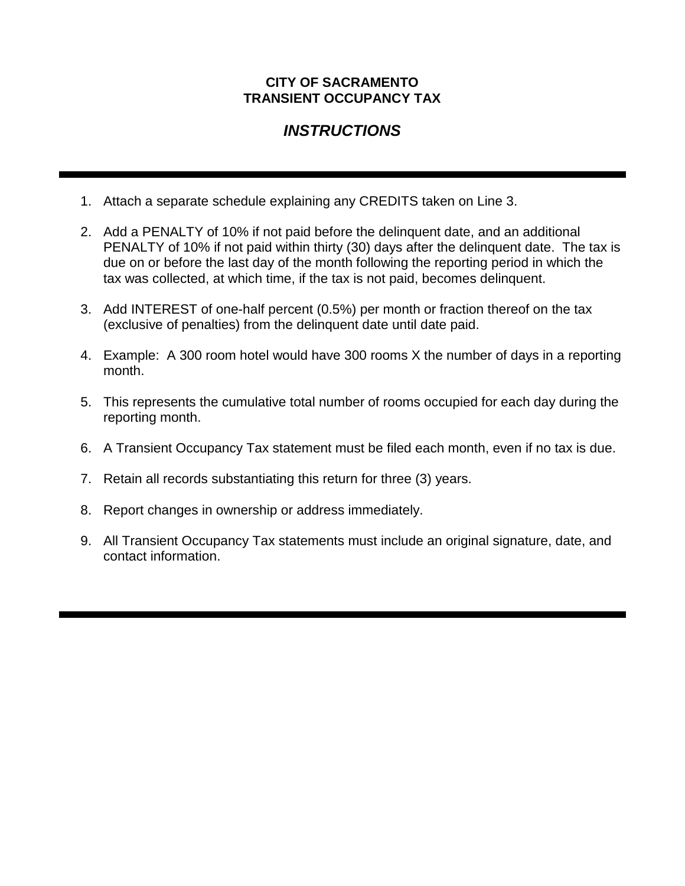**CITY OF SACRAMENTO**
**TRANSIENT OCCUPANCY TAX**

## *INSTRUCTIONS*

---

1. Attach a separate schedule explaining any CREDITS taken on Line 3.
2. Add a PENALTY of 10% if not paid before the delinquent date, and an additional PENALTY of 10% if not paid within thirty (30) days after the delinquent date. The tax is due on or before the last day of the month following the reporting period in which the tax was collected, at which time, if the tax is not paid, becomes delinquent.
3. Add INTEREST of one-half percent (0.5%) per month or fraction thereof on the tax (exclusive of penalties) from the delinquent date until date paid.
4. Example: A 300 room hotel would have 300 rooms X the number of days in a reporting month.
5. This represents the cumulative total number of rooms occupied for each day during the reporting month.
6. A Transient Occupancy Tax statement must be filed each month, even if no tax is due.
7. Retain all records substantiating this return for three (3) years.
8. Report changes in ownership or address immediately.
9. All Transient Occupancy Tax statements must include an original signature, date, and contact information.

---